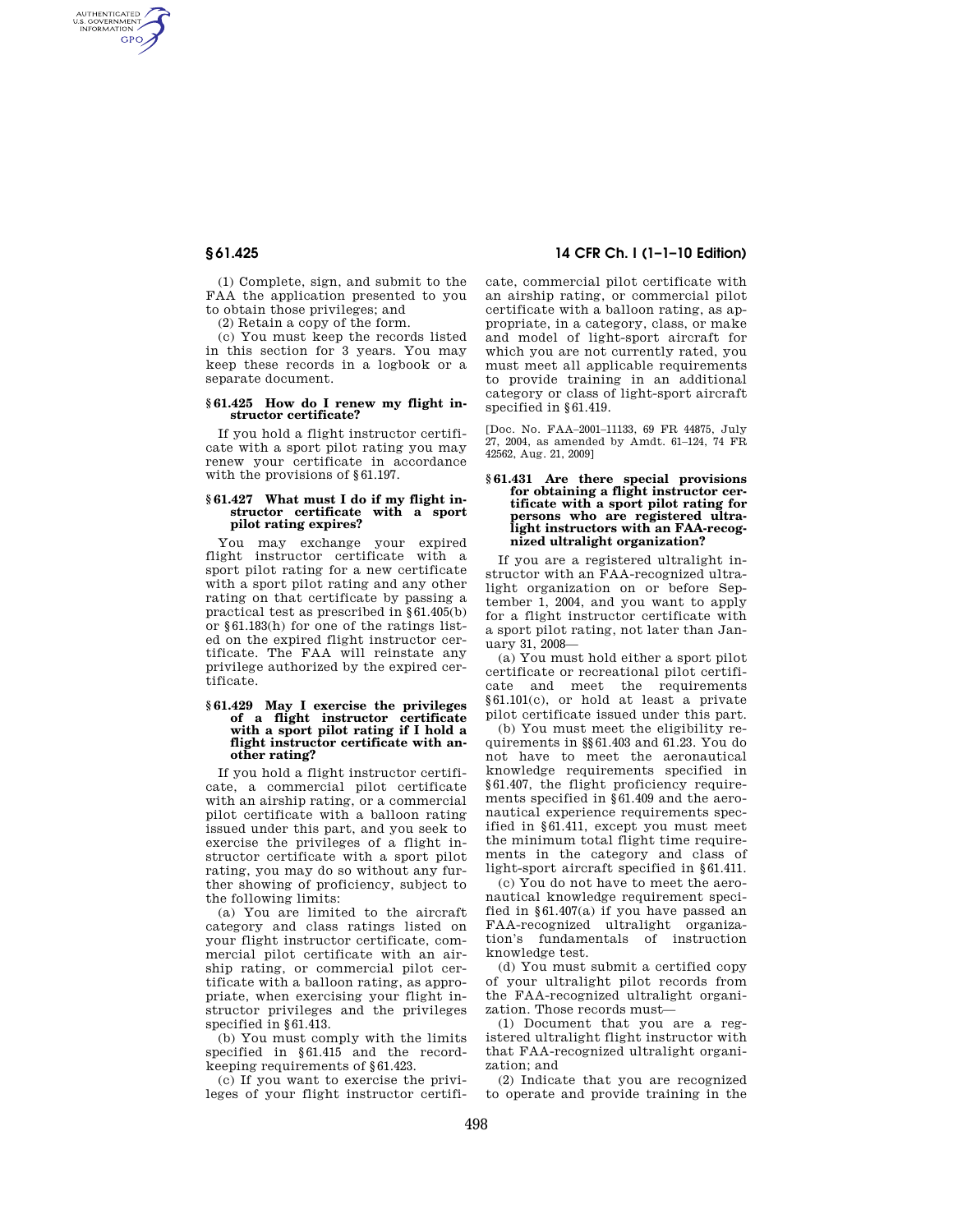(1) Complete, sign, and submit to the FAA the application presented to you to obtain those privileges; and

(2) Retain a copy of the form.

(c) You must keep the records listed in this section for 3 years. You may keep these records in a logbook or a separate document.

### § 61.425 How do I renew my flight instructor certificate?

If you hold a flight instructor certificate with a sport pilot rating you may renew your certificate in accordance with the provisions of § 61.197.

### § 61.427 What must I do if my flight instructor certificate with a sport pilot rating expires?

You may exchange your expired flight instructor certificate with a sport pilot rating for a new certificate with a sport pilot rating and any other rating on that certificate by passing a practical test as prescribed in § 61.405(b) or § 61.183(h) for one of the ratings listed on the expired flight instructor certificate. The FAA will reinstate any privilege authorized by the expired certificate.

### § 61.429 May I exercise the privileges of a flight instructor certificate with a sport pilot rating if I hold a flight instructor certificate with another rating?

If you hold a flight instructor certificate, a commercial pilot certificate with an airship rating, or a commercial pilot certificate with a balloon rating issued under this part, and you seek to exercise the privileges of a flight instructor certificate with a sport pilot rating, you may do so without any further showing of proficiency, subject to the following limits:

(a) You are limited to the aircraft category and class ratings listed on your flight instructor certificate, commercial pilot certificate with an airship rating, or commercial pilot certificate with a balloon rating, as appropriate, when exercising your flight instructor privileges and the privileges specified in § 61.413.

(b) You must comply with the limits specified in § 61.415 and the recordkeeping requirements of § 61.423.

(c) If you want to exercise the privileges of your flight instructor certificate, commercial pilot certificate with an airship rating, or commercial pilot certificate with a balloon rating, as appropriate, in a category, class, or make and model of light-sport aircraft for which you are not currently rated, you must meet all applicable requirements to provide training in an additional category or class of light-sport aircraft specified in § 61.419.

[Doc. No. FAA–2001–11133, 69 FR 44875, July 27, 2004, as amended by Amdt. 61–124, 74 FR 42562, Aug. 21, 2009]

### § 61.431 Are there special provisions for obtaining a flight instructor certificate with a sport pilot rating for persons who are registered ultralight instructors with an FAA-recognized ultralight organization?

If you are a registered ultralight instructor with an FAA-recognized ultralight organization on or before September 1, 2004, and you want to apply for a flight instructor certificate with a sport pilot rating, not later than January 31, 2008—

(a) You must hold either a sport pilot certificate or recreational pilot certificate and meet the requirements § 61.101(c), or hold at least a private pilot certificate issued under this part.

(b) You must meet the eligibility requirements in §§ 61.403 and 61.23. You do not have to meet the aeronautical knowledge requirements specified in § 61.407, the flight proficiency requirements specified in § 61.409 and the aeronautical experience requirements specified in § 61.411, except you must meet the minimum total flight time requirements in the category and class of light-sport aircraft specified in § 61.411.

(c) You do not have to meet the aeronautical knowledge requirement specified in § 61.407(a) if you have passed an FAA-recognized ultralight organization's fundamentals of instruction knowledge test.

(d) You must submit a certified copy of your ultralight pilot records from the FAA-recognized ultralight organization. Those records must—

(1) Document that you are a registered ultralight flight instructor with that FAA-recognized ultralight organization; and

(2) Indicate that you are recognized to operate and provide training in the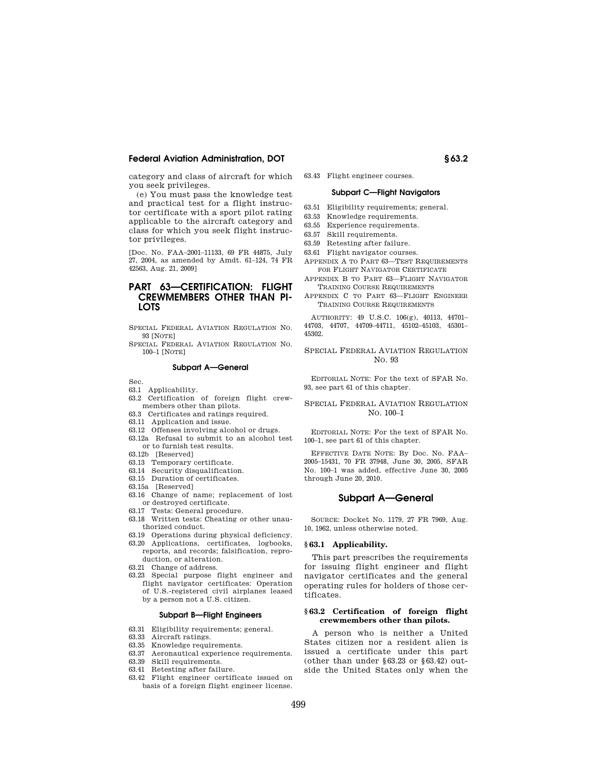category and class of aircraft for which you seek privileges.

(e) You must pass the knowledge test and practical test for a flight instructor certificate with a sport pilot rating applicable to the aircraft category and class for which you seek flight instructor privileges.

[Doc. No. FAA–2001–11133, 69 FR 44875, July 27, 2004, as amended by Amdt. 61–124, 74 FR 42563, Aug. 21, 2009]

# PART 63—CERTIFICATION: FLIGHT CREWMEMBERS OTHER THAN PILOTS

SPECIAL FEDERAL AVIATION REGULATION NO. 93 [NOTE]

SPECIAL FEDERAL AVIATION REGULATION NO. 100–1 [NOTE]

### Subpart A—General

Sec.

63.1 Applicability.

63.2 Certification of foreign flight crewmembers other than pilots.

63.3 Certificates and ratings required.

63.11 Application and issue.

63.12 Offenses involving alcohol or drugs.

63.12a Refusal to submit to an alcohol test or to furnish test results.

63.12b [Reserved]

63.13 Temporary certificate.

63.14 Security disqualification.

63.15 Duration of certificates.

63.15a [Reserved]

63.16 Change of name; replacement of lost or destroyed certificate.

63.17 Tests: General procedure.

63.18 Written tests: Cheating or other unauthorized conduct.

63.19 Operations during physical deficiency.

63.20 Applications, certificates, logbooks, reports, and records; falsification, reproduction, or alteration.

63.21 Change of address.

63.23 Special purpose flight engineer and flight navigator certificates: Operation of U.S.-registered civil airplanes leased by a person not a U.S. citizen.

### Subpart B—Flight Engineers

63.31 Eligibility requirements; general.

63.33 Aircraft ratings.

63.35 Knowledge requirements.

63.37 Aeronautical experience requirements.

63.39 Skill requirements.

63.41 Retesting after failure.

63.42 Flight engineer certificate issued on basis of a foreign flight engineer license.

63.43 Flight engineer courses.

### Subpart C—Flight Navigators

63.51 Eligibility requirements; general.

63.53 Knowledge requirements.

63.55 Experience requirements.

63.57 Skill requirements.

63.59 Retesting after failure.

63.61 Flight navigator courses.

APPENDIX A TO PART 63—TEST REQUIREMENTS FOR FLIGHT NAVIGATOR CERTIFICATE

APPENDIX B TO PART 63—FLIGHT NAVIGATOR TRAINING COURSE REQUIREMENTS

APPENDIX C TO PART 63—FLIGHT ENGINEER TRAINING COURSE REQUIREMENTS

AUTHORITY: 49 U.S.C. 106(g), 40113, 44701–44703, 44707, 44709–44711, 45102–45103, 45301–45302.

SPECIAL FEDERAL AVIATION REGULATION NO. 93

EDITORIAL NOTE: For the text of SFAR No. 93, see part 61 of this chapter.

SPECIAL FEDERAL AVIATION REGULATION NO. 100–1

EDITORIAL NOTE: For the text of SFAR No. 100–1, see part 61 of this chapter.

EFFECTIVE DATE NOTE: By Doc. No. FAA–2005–15431, 70 FR 37948, June 30, 2005, SFAR No. 100–1 was added, effective June 30, 2005 through June 20, 2010.

## Subpart A—General

SOURCE: Docket No. 1179, 27 FR 7969, Aug. 10, 1962, unless otherwise noted.

**§ 63.1 Applicability.**

This part prescribes the requirements for issuing flight engineer and flight navigator certificates and the general operating rules for holders of those certificates.

**§ 63.2 Certification of foreign flight crewmembers other than pilots.**

A person who is neither a United States citizen nor a resident alien is issued a certificate under this part (other than under §63.23 or §63.42) outside the United States only when the